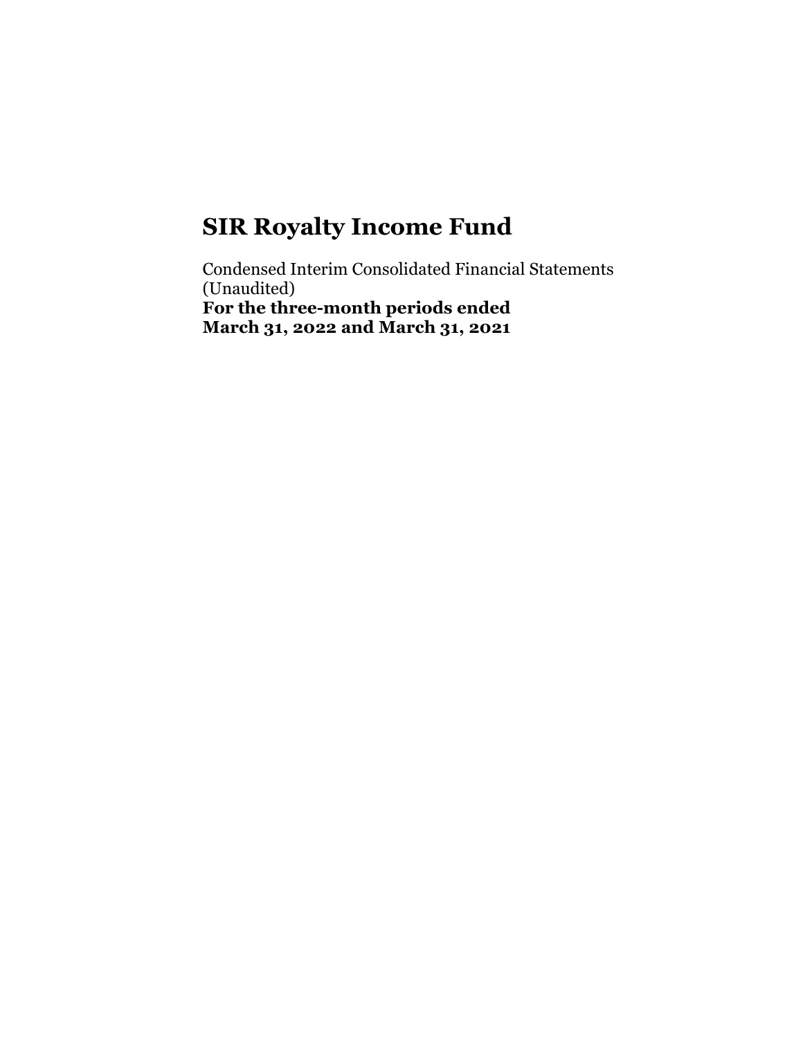# SIR Royalty Income Fund

Condensed Interim Consolidated Financial Statements
(Unaudited)
**For the three-month periods ended**
**March 31, 2022 and March 31, 2021**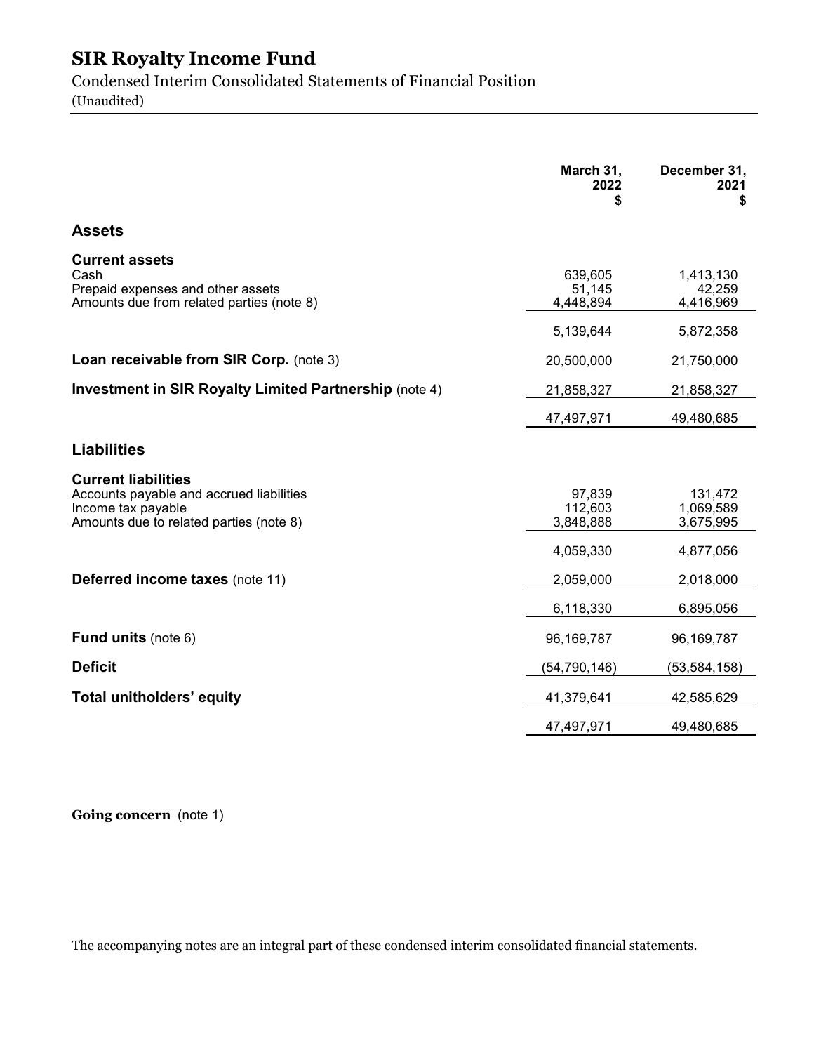# SIR Royalty Income Fund

Condensed Interim Consolidated Statements of Financial Position

(Unaudited)

| | March 31, 2022 $ | December 31, 2021 $ |
|---|---|---|
| **Assets** | | |
| **Current assets** | | |
| Cash | 639,605 | 1,413,130 |
| Prepaid expenses and other assets | 51,145 | 42,259 |
| Amounts due from related parties (note 8) | 4,448,894 | 4,416,969 |
| | 5,139,644 | 5,872,358 |
| **Loan receivable from SIR Corp.** (note 3) | 20,500,000 | 21,750,000 |
| **Investment in SIR Royalty Limited Partnership** (note 4) | 21,858,327 | 21,858,327 |
| | 47,497,971 | 49,480,685 |
| **Liabilities** | | |
| **Current liabilities** | | |
| Accounts payable and accrued liabilities | 97,839 | 131,472 |
| Income tax payable | 112,603 | 1,069,589 |
| Amounts due to related parties (note 8) | 3,848,888 | 3,675,995 |
| | 4,059,330 | 4,877,056 |
| **Deferred income taxes** (note 11) | 2,059,000 | 2,018,000 |
| | 6,118,330 | 6,895,056 |
| **Fund units** (note 6) | 96,169,787 | 96,169,787 |
| **Deficit** | (54,790,146) | (53,584,158) |
| **Total unitholders' equity** | 41,379,641 | 42,585,629 |
| | 47,497,971 | 49,480,685 |

**Going concern** (note 1)

The accompanying notes are an integral part of these condensed interim consolidated financial statements.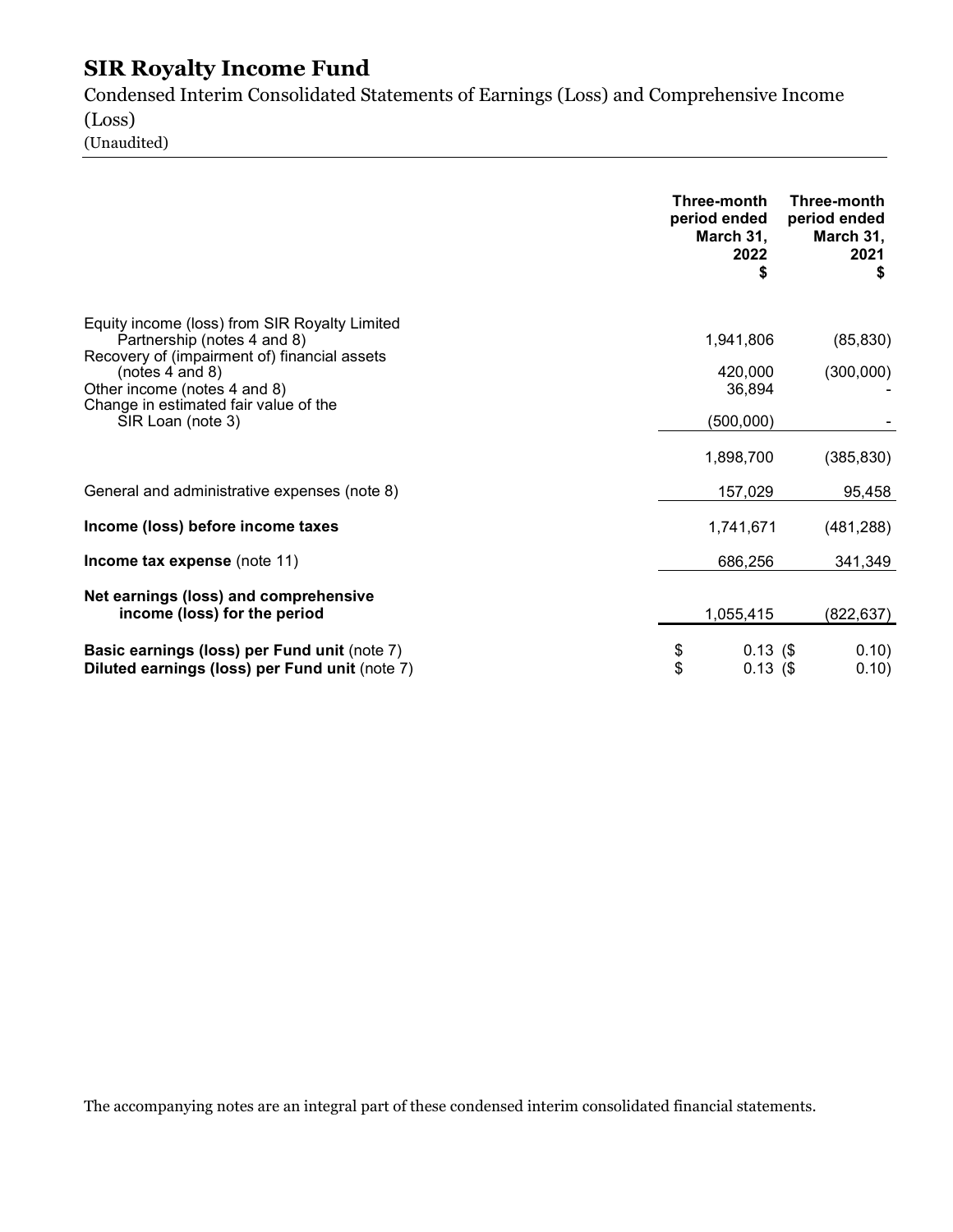# SIR Royalty Income Fund

Condensed Interim Consolidated Statements of Earnings (Loss) and Comprehensive Income (Loss)
(Unaudited)

| | Three-month period ended March 31, 2022 $ | Three-month period ended March 31, 2021 $ |
|---|---|---|
| Equity income (loss) from SIR Royalty Limited Partnership (notes 4 and 8) | 1,941,806 | (85,830) |
| Recovery of (impairment of) financial assets (notes 4 and 8) | 420,000 | (300,000) |
| Other income (notes 4 and 8) | 36,894 | - |
| Change in estimated fair value of the SIR Loan (note 3) | (500,000) | - |
| | 1,898,700 | (385,830) |
| General and administrative expenses (note 8) | 157,029 | 95,458 |
| **Income (loss) before income taxes** | 1,741,671 | (481,288) |
| **Income tax expense** (note 11) | 686,256 | 341,349 |
| **Net earnings (loss) and comprehensive income (loss) for the period** | 1,055,415 | (822,637) |
| **Basic earnings (loss) per Fund unit** (note 7) | $ 0.13 | ($ 0.10) |
| **Diluted earnings (loss) per Fund unit** (note 7) | $ 0.13 | ($ 0.10) |

The accompanying notes are an integral part of these condensed interim consolidated financial statements.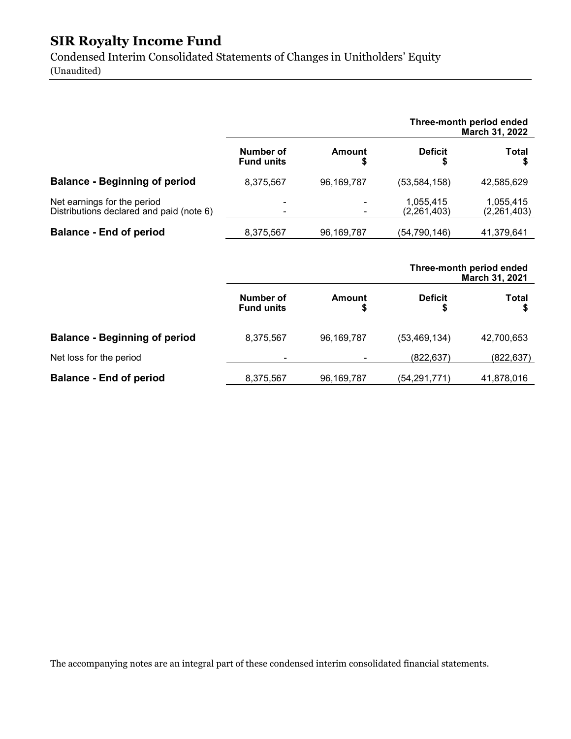# SIR Royalty Income Fund

Condensed Interim Consolidated Statements of Changes in Unitholders' Equity
(Unaudited)

| | Three-month period ended March 31, 2022 | | | |
|---|---|---|---|---|
| | **Number of Fund units** | **Amount $** | **Deficit $** | **Total $** |
| **Balance - Beginning of period** | 8,375,567 | 96,169,787 | (53,584,158) | 42,585,629 |
| Net earnings for the period | - | - | 1,055,415 | 1,055,415 |
| Distributions declared and paid (note 6) | - | - | (2,261,403) | (2,261,403) |
| **Balance - End of period** | 8,375,567 | 96,169,787 | (54,790,146) | 41,379,641 |

| | Three-month period ended March 31, 2021 | | | |
|---|---|---|---|---|
| | **Number of Fund units** | **Amount $** | **Deficit $** | **Total $** |
| **Balance - Beginning of period** | 8,375,567 | 96,169,787 | (53,469,134) | 42,700,653 |
| Net loss for the period | - | - | (822,637) | (822,637) |
| **Balance - End of period** | 8,375,567 | 96,169,787 | (54,291,771) | 41,878,016 |

The accompanying notes are an integral part of these condensed interim consolidated financial statements.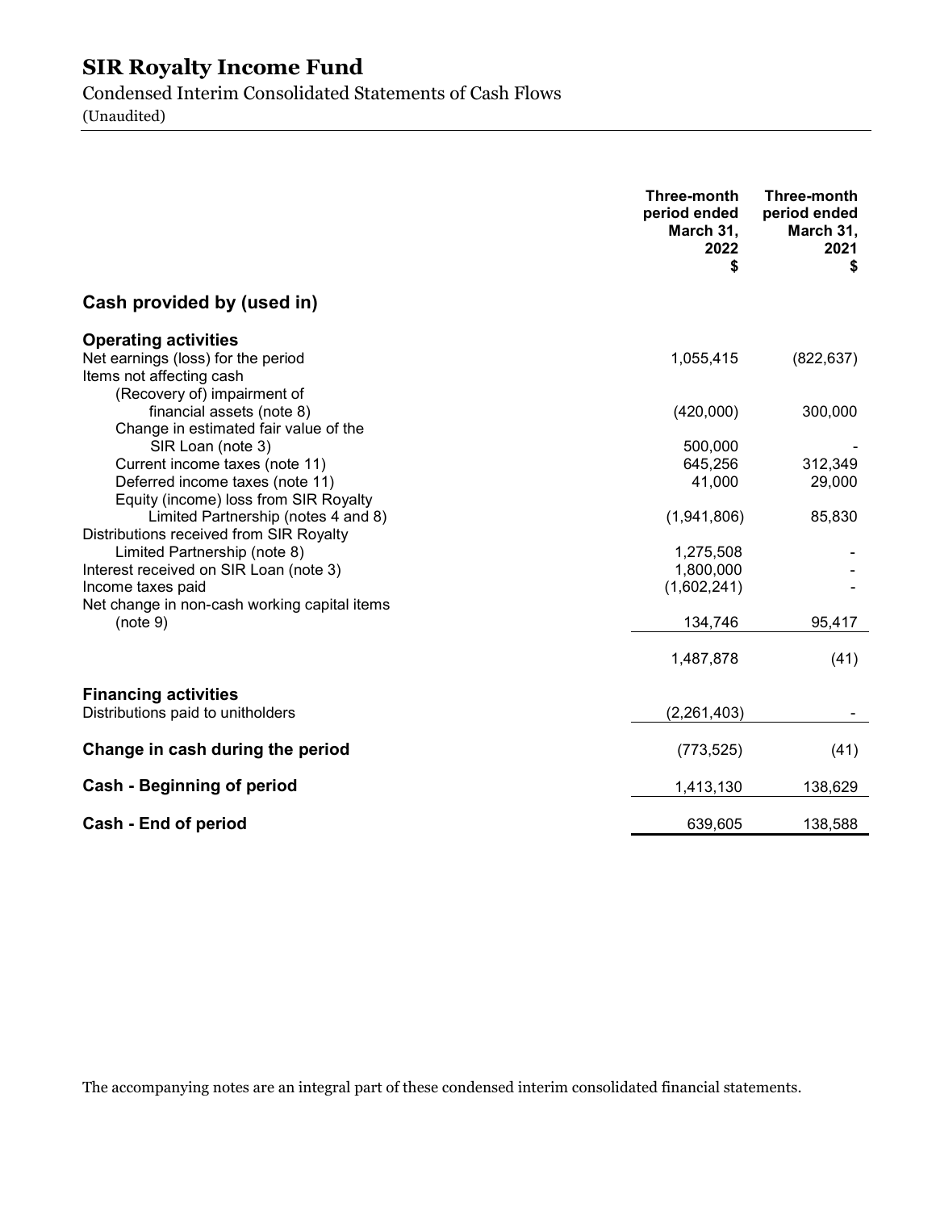# SIR Royalty Income Fund

Condensed Interim Consolidated Statements of Cash Flows

(Unaudited)

| | Three-month period ended March 31, 2022 $ | Three-month period ended March 31, 2021 $ |
|---|---|---|
| **Cash provided by (used in)** | | |
| **Operating activities** | | |
| Net earnings (loss) for the period | 1,055,415 | (822,637) |
| Items not affecting cash | | |
| (Recovery of) impairment of financial assets (note 8) | (420,000) | 300,000 |
| Change in estimated fair value of the SIR Loan (note 3) | 500,000 | - |
| Current income taxes (note 11) | 645,256 | 312,349 |
| Deferred income taxes (note 11) | 41,000 | 29,000 |
| Equity (income) loss from SIR Royalty Limited Partnership (notes 4 and 8) | (1,941,806) | 85,830 |
| Distributions received from SIR Royalty Limited Partnership (note 8) | 1,275,508 | - |
| Interest received on SIR Loan (note 3) | 1,800,000 | - |
| Income taxes paid | (1,602,241) | - |
| Net change in non-cash working capital items (note 9) | 134,746 | 95,417 |
| | 1,487,878 | (41) |
| **Financing activities** | | |
| Distributions paid to unitholders | (2,261,403) | - |
| **Change in cash during the period** | (773,525) | (41) |
| **Cash - Beginning of period** | 1,413,130 | 138,629 |
| **Cash - End of period** | 639,605 | 138,588 |

The accompanying notes are an integral part of these condensed interim consolidated financial statements.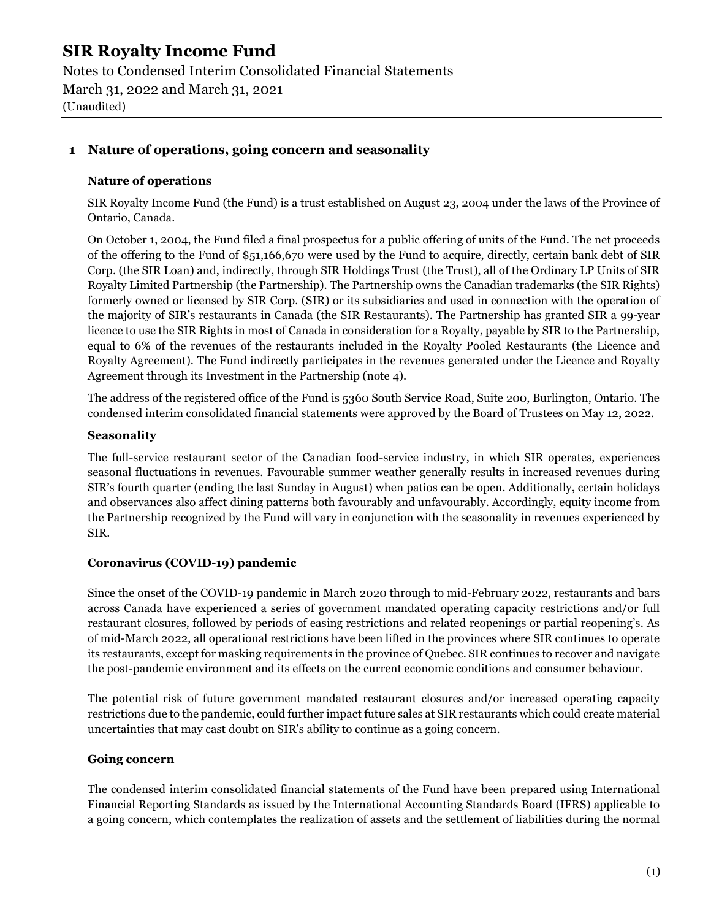# SIR Royalty Income Fund

Notes to Condensed Interim Consolidated Financial Statements
March 31, 2022 and March 31, 2021
(Unaudited)

## 1 Nature of operations, going concern and seasonality

### Nature of operations

SIR Royalty Income Fund (the Fund) is a trust established on August 23, 2004 under the laws of the Province of Ontario, Canada.

On October 1, 2004, the Fund filed a final prospectus for a public offering of units of the Fund. The net proceeds of the offering to the Fund of $51,166,670 were used by the Fund to acquire, directly, certain bank debt of SIR Corp. (the SIR Loan) and, indirectly, through SIR Holdings Trust (the Trust), all of the Ordinary LP Units of SIR Royalty Limited Partnership (the Partnership). The Partnership owns the Canadian trademarks (the SIR Rights) formerly owned or licensed by SIR Corp. (SIR) or its subsidiaries and used in connection with the operation of the majority of SIR's restaurants in Canada (the SIR Restaurants). The Partnership has granted SIR a 99-year licence to use the SIR Rights in most of Canada in consideration for a Royalty, payable by SIR to the Partnership, equal to 6% of the revenues of the restaurants included in the Royalty Pooled Restaurants (the Licence and Royalty Agreement). The Fund indirectly participates in the revenues generated under the Licence and Royalty Agreement through its Investment in the Partnership (note 4).

The address of the registered office of the Fund is 5360 South Service Road, Suite 200, Burlington, Ontario. The condensed interim consolidated financial statements were approved by the Board of Trustees on May 12, 2022.

### Seasonality

The full-service restaurant sector of the Canadian food-service industry, in which SIR operates, experiences seasonal fluctuations in revenues. Favourable summer weather generally results in increased revenues during SIR's fourth quarter (ending the last Sunday in August) when patios can be open. Additionally, certain holidays and observances also affect dining patterns both favourably and unfavourably. Accordingly, equity income from the Partnership recognized by the Fund will vary in conjunction with the seasonality in revenues experienced by SIR.

### Coronavirus (COVID-19) pandemic

Since the onset of the COVID-19 pandemic in March 2020 through to mid-February 2022, restaurants and bars across Canada have experienced a series of government mandated operating capacity restrictions and/or full restaurant closures, followed by periods of easing restrictions and related reopenings or partial reopening's. As of mid-March 2022, all operational restrictions have been lifted in the provinces where SIR continues to operate its restaurants, except for masking requirements in the province of Quebec. SIR continues to recover and navigate the post-pandemic environment and its effects on the current economic conditions and consumer behaviour.

The potential risk of future government mandated restaurant closures and/or increased operating capacity restrictions due to the pandemic, could further impact future sales at SIR restaurants which could create material uncertainties that may cast doubt on SIR's ability to continue as a going concern.

### Going concern

The condensed interim consolidated financial statements of the Fund have been prepared using International Financial Reporting Standards as issued by the International Accounting Standards Board (IFRS) applicable to a going concern, which contemplates the realization of assets and the settlement of liabilities during the normal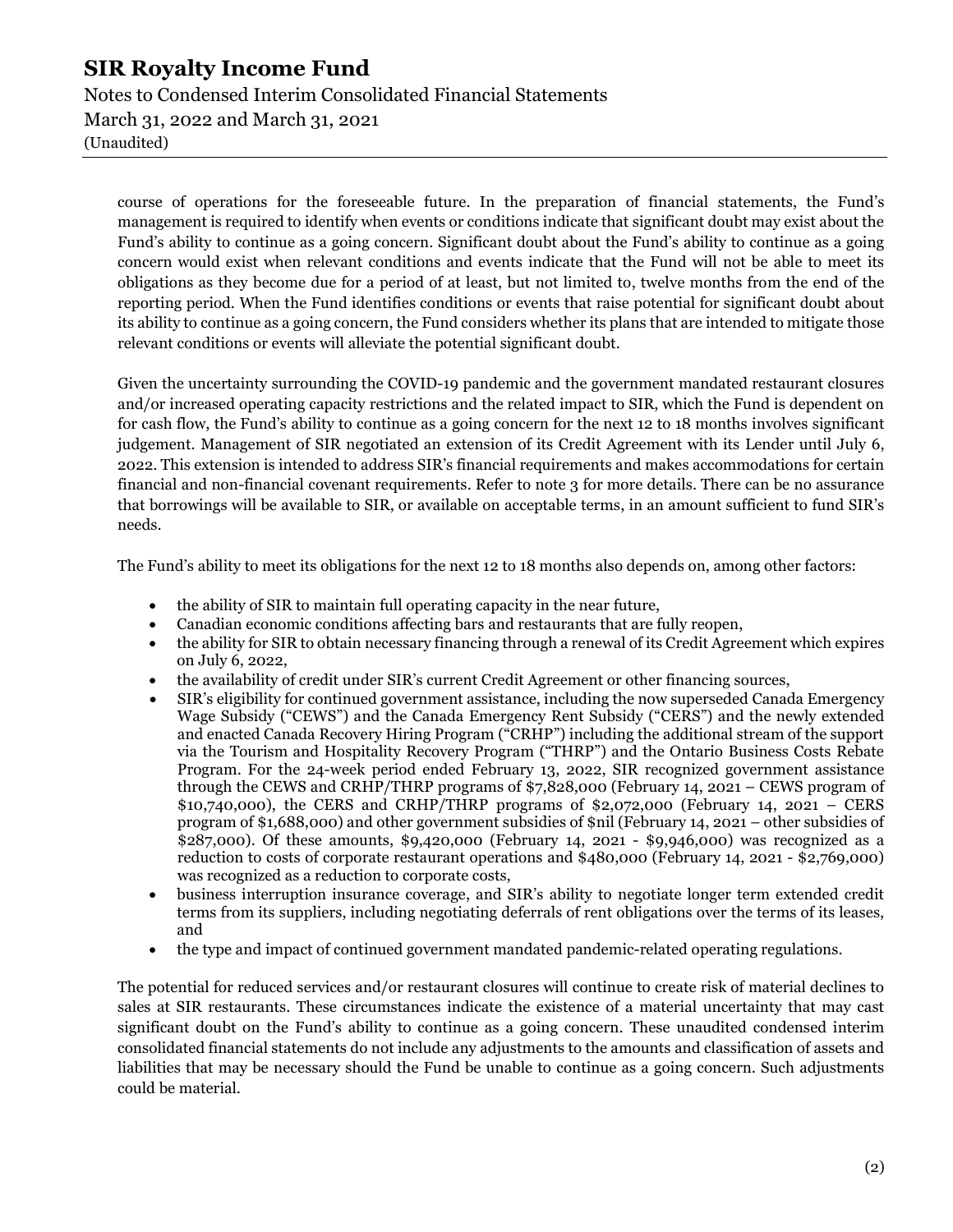course of operations for the foreseeable future. In the preparation of financial statements, the Fund's management is required to identify when events or conditions indicate that significant doubt may exist about the Fund's ability to continue as a going concern. Significant doubt about the Fund's ability to continue as a going concern would exist when relevant conditions and events indicate that the Fund will not be able to meet its obligations as they become due for a period of at least, but not limited to, twelve months from the end of the reporting period. When the Fund identifies conditions or events that raise potential for significant doubt about its ability to continue as a going concern, the Fund considers whether its plans that are intended to mitigate those relevant conditions or events will alleviate the potential significant doubt.

Given the uncertainty surrounding the COVID-19 pandemic and the government mandated restaurant closures and/or increased operating capacity restrictions and the related impact to SIR, which the Fund is dependent on for cash flow, the Fund's ability to continue as a going concern for the next 12 to 18 months involves significant judgement. Management of SIR negotiated an extension of its Credit Agreement with its Lender until July 6, 2022. This extension is intended to address SIR's financial requirements and makes accommodations for certain financial and non-financial covenant requirements. Refer to note 3 for more details. There can be no assurance that borrowings will be available to SIR, or available on acceptable terms, in an amount sufficient to fund SIR's needs.

The Fund's ability to meet its obligations for the next 12 to 18 months also depends on, among other factors:

- the ability of SIR to maintain full operating capacity in the near future,
- Canadian economic conditions affecting bars and restaurants that are fully reopen,
- the ability for SIR to obtain necessary financing through a renewal of its Credit Agreement which expires on July 6, 2022,
- the availability of credit under SIR's current Credit Agreement or other financing sources,
- SIR's eligibility for continued government assistance, including the now superseded Canada Emergency Wage Subsidy ("CEWS") and the Canada Emergency Rent Subsidy ("CERS") and the newly extended and enacted Canada Recovery Hiring Program ("CRHP") including the additional stream of the support via the Tourism and Hospitality Recovery Program ("THRP") and the Ontario Business Costs Rebate Program. For the 24-week period ended February 13, 2022, SIR recognized government assistance through the CEWS and CRHP/THRP programs of $7,828,000 (February 14, 2021 – CEWS program of $10,740,000), the CERS and CRHP/THRP programs of $2,072,000 (February 14, 2021 – CERS program of $1,688,000) and other government subsidies of $nil (February 14, 2021 – other subsidies of $287,000). Of these amounts, $9,420,000 (February 14, 2021 - $9,946,000) was recognized as a reduction to costs of corporate restaurant operations and $480,000 (February 14, 2021 - $2,769,000) was recognized as a reduction to corporate costs,
- business interruption insurance coverage, and SIR's ability to negotiate longer term extended credit terms from its suppliers, including negotiating deferrals of rent obligations over the terms of its leases, and
- the type and impact of continued government mandated pandemic-related operating regulations.

The potential for reduced services and/or restaurant closures will continue to create risk of material declines to sales at SIR restaurants. These circumstances indicate the existence of a material uncertainty that may cast significant doubt on the Fund's ability to continue as a going concern. These unaudited condensed interim consolidated financial statements do not include any adjustments to the amounts and classification of assets and liabilities that may be necessary should the Fund be unable to continue as a going concern. Such adjustments could be material.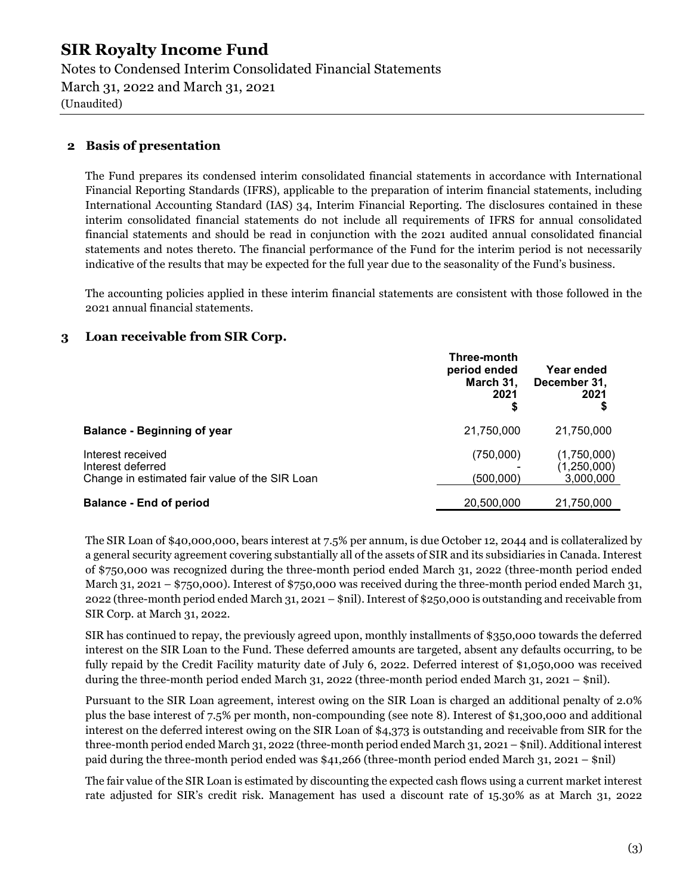## 2 Basis of presentation

The Fund prepares its condensed interim consolidated financial statements in accordance with International Financial Reporting Standards (IFRS), applicable to the preparation of interim financial statements, including International Accounting Standard (IAS) 34, Interim Financial Reporting. The disclosures contained in these interim consolidated financial statements do not include all requirements of IFRS for annual consolidated financial statements and should be read in conjunction with the 2021 audited annual consolidated financial statements and notes thereto. The financial performance of the Fund for the interim period is not necessarily indicative of the results that may be expected for the full year due to the seasonality of the Fund's business.

The accounting policies applied in these interim financial statements are consistent with those followed in the 2021 annual financial statements.

## 3 Loan receivable from SIR Corp.

| | Three-month period ended March 31, 2021 $ | Year ended December 31, 2021 $ |
|---|---|---|
| **Balance - Beginning of year** | 21,750,000 | 21,750,000 |
| Interest received | (750,000) | (1,750,000) |
| Interest deferred | - | (1,250,000) |
| Change in estimated fair value of the SIR Loan | (500,000) | 3,000,000 |
| **Balance - End of period** | 20,500,000 | 21,750,000 |

The SIR Loan of $40,000,000, bears interest at 7.5% per annum, is due October 12, 2044 and is collateralized by a general security agreement covering substantially all of the assets of SIR and its subsidiaries in Canada. Interest of $750,000 was recognized during the three-month period ended March 31, 2022 (three-month period ended March 31, 2021 – $750,000). Interest of $750,000 was received during the three-month period ended March 31, 2022 (three-month period ended March 31, 2021 – $nil). Interest of $250,000 is outstanding and receivable from SIR Corp. at March 31, 2022.

SIR has continued to repay, the previously agreed upon, monthly installments of $350,000 towards the deferred interest on the SIR Loan to the Fund. These deferred amounts are targeted, absent any defaults occurring, to be fully repaid by the Credit Facility maturity date of July 6, 2022. Deferred interest of $1,050,000 was received during the three-month period ended March 31, 2022 (three-month period ended March 31, 2021 – $nil).

Pursuant to the SIR Loan agreement, interest owing on the SIR Loan is charged an additional penalty of 2.0% plus the base interest of 7.5% per month, non-compounding (see note 8). Interest of $1,300,000 and additional interest on the deferred interest owing on the SIR Loan of $4,373 is outstanding and receivable from SIR for the three-month period ended March 31, 2022 (three-month period ended March 31, 2021 – $nil). Additional interest paid during the three-month period ended was $41,266 (three-month period ended March 31, 2021 – $nil)

The fair value of the SIR Loan is estimated by discounting the expected cash flows using a current market interest rate adjusted for SIR's credit risk. Management has used a discount rate of 15.30% as at March 31, 2022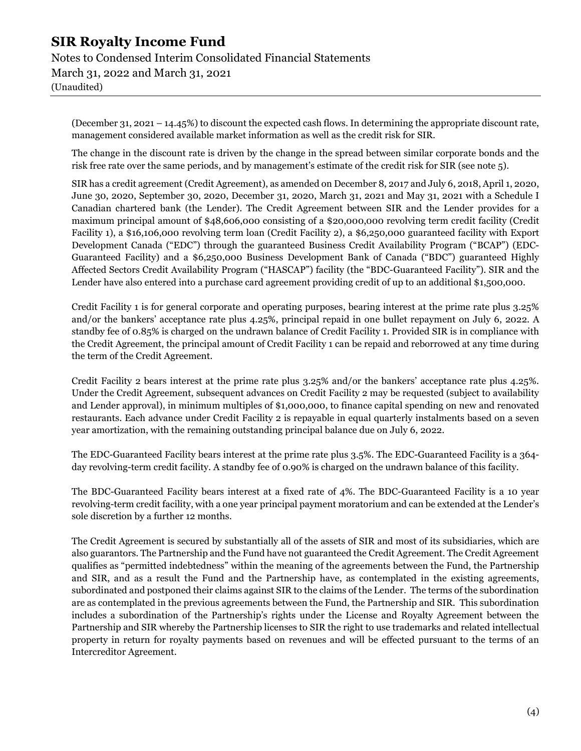(December 31, 2021 – 14.45%) to discount the expected cash flows. In determining the appropriate discount rate, management considered available market information as well as the credit risk for SIR.

The change in the discount rate is driven by the change in the spread between similar corporate bonds and the risk free rate over the same periods, and by management's estimate of the credit risk for SIR (see note 5).

SIR has a credit agreement (Credit Agreement), as amended on December 8, 2017 and July 6, 2018, April 1, 2020, June 30, 2020, September 30, 2020, December 31, 2020, March 31, 2021 and May 31, 2021 with a Schedule I Canadian chartered bank (the Lender). The Credit Agreement between SIR and the Lender provides for a maximum principal amount of $48,606,000 consisting of a $20,000,000 revolving term credit facility (Credit Facility 1), a $16,106,000 revolving term loan (Credit Facility 2), a $6,250,000 guaranteed facility with Export Development Canada ("EDC") through the guaranteed Business Credit Availability Program ("BCAP") (EDC-Guaranteed Facility) and a $6,250,000 Business Development Bank of Canada ("BDC") guaranteed Highly Affected Sectors Credit Availability Program ("HASCAP") facility (the "BDC-Guaranteed Facility"). SIR and the Lender have also entered into a purchase card agreement providing credit of up to an additional $1,500,000.

Credit Facility 1 is for general corporate and operating purposes, bearing interest at the prime rate plus 3.25% and/or the bankers' acceptance rate plus 4.25%, principal repaid in one bullet repayment on July 6, 2022. A standby fee of 0.85% is charged on the undrawn balance of Credit Facility 1. Provided SIR is in compliance with the Credit Agreement, the principal amount of Credit Facility 1 can be repaid and reborrowed at any time during the term of the Credit Agreement.

Credit Facility 2 bears interest at the prime rate plus 3.25% and/or the bankers' acceptance rate plus 4.25%. Under the Credit Agreement, subsequent advances on Credit Facility 2 may be requested (subject to availability and Lender approval), in minimum multiples of $1,000,000, to finance capital spending on new and renovated restaurants. Each advance under Credit Facility 2 is repayable in equal quarterly instalments based on a seven year amortization, with the remaining outstanding principal balance due on July 6, 2022.

The EDC-Guaranteed Facility bears interest at the prime rate plus 3.5%. The EDC-Guaranteed Facility is a 364-day revolving-term credit facility. A standby fee of 0.90% is charged on the undrawn balance of this facility.

The BDC-Guaranteed Facility bears interest at a fixed rate of 4%. The BDC-Guaranteed Facility is a 10 year revolving-term credit facility, with a one year principal payment moratorium and can be extended at the Lender's sole discretion by a further 12 months.

The Credit Agreement is secured by substantially all of the assets of SIR and most of its subsidiaries, which are also guarantors. The Partnership and the Fund have not guaranteed the Credit Agreement. The Credit Agreement qualifies as "permitted indebtedness" within the meaning of the agreements between the Fund, the Partnership and SIR, and as a result the Fund and the Partnership have, as contemplated in the existing agreements, subordinated and postponed their claims against SIR to the claims of the Lender. The terms of the subordination are as contemplated in the previous agreements between the Fund, the Partnership and SIR. This subordination includes a subordination of the Partnership's rights under the License and Royalty Agreement between the Partnership and SIR whereby the Partnership licenses to SIR the right to use trademarks and related intellectual property in return for royalty payments based on revenues and will be effected pursuant to the terms of an Intercreditor Agreement.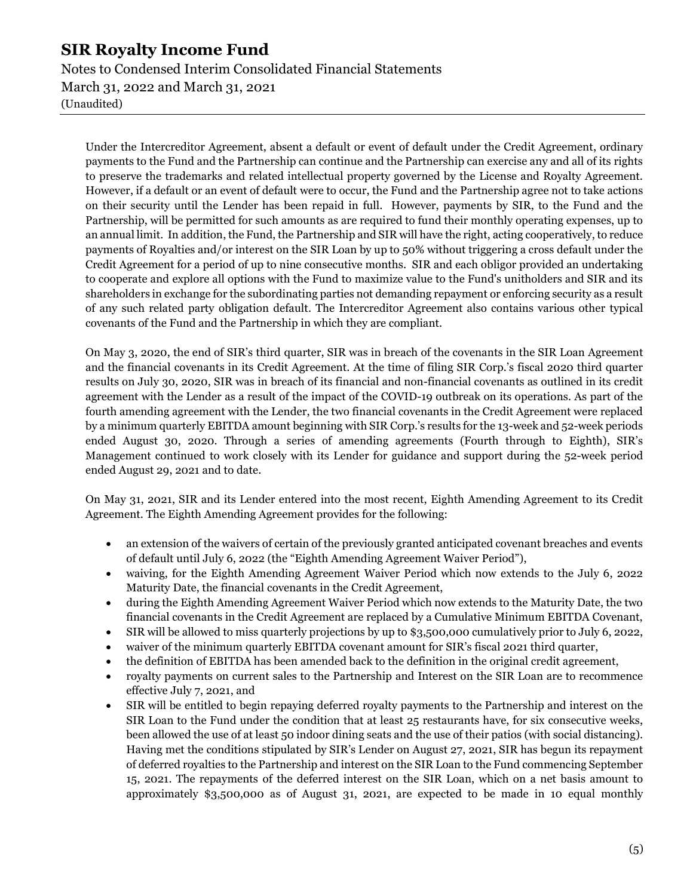Under the Intercreditor Agreement, absent a default or event of default under the Credit Agreement, ordinary payments to the Fund and the Partnership can continue and the Partnership can exercise any and all of its rights to preserve the trademarks and related intellectual property governed by the License and Royalty Agreement. However, if a default or an event of default were to occur, the Fund and the Partnership agree not to take actions on their security until the Lender has been repaid in full. However, payments by SIR, to the Fund and the Partnership, will be permitted for such amounts as are required to fund their monthly operating expenses, up to an annual limit. In addition, the Fund, the Partnership and SIR will have the right, acting cooperatively, to reduce payments of Royalties and/or interest on the SIR Loan by up to 50% without triggering a cross default under the Credit Agreement for a period of up to nine consecutive months. SIR and each obligor provided an undertaking to cooperate and explore all options with the Fund to maximize value to the Fund's unitholders and SIR and its shareholders in exchange for the subordinating parties not demanding repayment or enforcing security as a result of any such related party obligation default. The Intercreditor Agreement also contains various other typical covenants of the Fund and the Partnership in which they are compliant.

On May 3, 2020, the end of SIR's third quarter, SIR was in breach of the covenants in the SIR Loan Agreement and the financial covenants in its Credit Agreement. At the time of filing SIR Corp.'s fiscal 2020 third quarter results on July 30, 2020, SIR was in breach of its financial and non-financial covenants as outlined in its credit agreement with the Lender as a result of the impact of the COVID-19 outbreak on its operations. As part of the fourth amending agreement with the Lender, the two financial covenants in the Credit Agreement were replaced by a minimum quarterly EBITDA amount beginning with SIR Corp.'s results for the 13-week and 52-week periods ended August 30, 2020. Through a series of amending agreements (Fourth through to Eighth), SIR's Management continued to work closely with its Lender for guidance and support during the 52-week period ended August 29, 2021 and to date.

On May 31, 2021, SIR and its Lender entered into the most recent, Eighth Amending Agreement to its Credit Agreement. The Eighth Amending Agreement provides for the following:

- an extension of the waivers of certain of the previously granted anticipated covenant breaches and events of default until July 6, 2022 (the "Eighth Amending Agreement Waiver Period"),
- waiving, for the Eighth Amending Agreement Waiver Period which now extends to the July 6, 2022 Maturity Date, the financial covenants in the Credit Agreement,
- during the Eighth Amending Agreement Waiver Period which now extends to the Maturity Date, the two financial covenants in the Credit Agreement are replaced by a Cumulative Minimum EBITDA Covenant,
- SIR will be allowed to miss quarterly projections by up to $3,500,000 cumulatively prior to July 6, 2022,
- waiver of the minimum quarterly EBITDA covenant amount for SIR's fiscal 2021 third quarter,
- the definition of EBITDA has been amended back to the definition in the original credit agreement,
- royalty payments on current sales to the Partnership and Interest on the SIR Loan are to recommence effective July 7, 2021, and
- SIR will be entitled to begin repaying deferred royalty payments to the Partnership and interest on the SIR Loan to the Fund under the condition that at least 25 restaurants have, for six consecutive weeks, been allowed the use of at least 50 indoor dining seats and the use of their patios (with social distancing). Having met the conditions stipulated by SIR's Lender on August 27, 2021, SIR has begun its repayment of deferred royalties to the Partnership and interest on the SIR Loan to the Fund commencing September 15, 2021. The repayments of the deferred interest on the SIR Loan, which on a net basis amount to approximately $3,500,000 as of August 31, 2021, are expected to be made in 10 equal monthly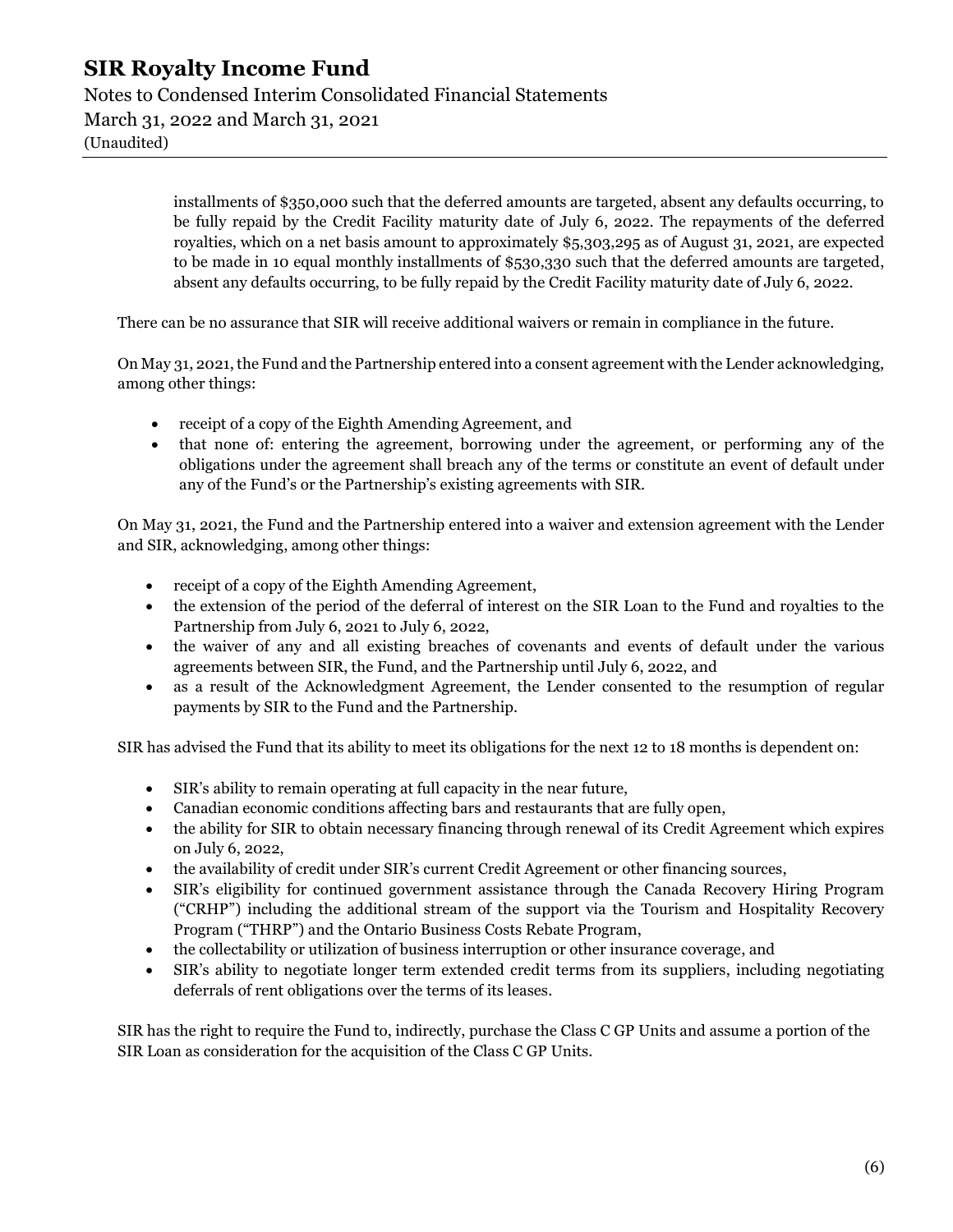installments of $350,000 such that the deferred amounts are targeted, absent any defaults occurring, to be fully repaid by the Credit Facility maturity date of July 6, 2022. The repayments of the deferred royalties, which on a net basis amount to approximately $5,303,295 as of August 31, 2021, are expected to be made in 10 equal monthly installments of $530,330 such that the deferred amounts are targeted, absent any defaults occurring, to be fully repaid by the Credit Facility maturity date of July 6, 2022.

There can be no assurance that SIR will receive additional waivers or remain in compliance in the future.

On May 31, 2021, the Fund and the Partnership entered into a consent agreement with the Lender acknowledging, among other things:

- receipt of a copy of the Eighth Amending Agreement, and
- that none of: entering the agreement, borrowing under the agreement, or performing any of the obligations under the agreement shall breach any of the terms or constitute an event of default under any of the Fund's or the Partnership's existing agreements with SIR.

On May 31, 2021, the Fund and the Partnership entered into a waiver and extension agreement with the Lender and SIR, acknowledging, among other things:

- receipt of a copy of the Eighth Amending Agreement,
- the extension of the period of the deferral of interest on the SIR Loan to the Fund and royalties to the Partnership from July 6, 2021 to July 6, 2022,
- the waiver of any and all existing breaches of covenants and events of default under the various agreements between SIR, the Fund, and the Partnership until July 6, 2022, and
- as a result of the Acknowledgment Agreement, the Lender consented to the resumption of regular payments by SIR to the Fund and the Partnership.

SIR has advised the Fund that its ability to meet its obligations for the next 12 to 18 months is dependent on:

- SIR's ability to remain operating at full capacity in the near future,
- Canadian economic conditions affecting bars and restaurants that are fully open,
- the ability for SIR to obtain necessary financing through renewal of its Credit Agreement which expires on July 6, 2022,
- the availability of credit under SIR's current Credit Agreement or other financing sources,
- SIR's eligibility for continued government assistance through the Canada Recovery Hiring Program ("CRHP") including the additional stream of the support via the Tourism and Hospitality Recovery Program ("THRP") and the Ontario Business Costs Rebate Program,
- the collectability or utilization of business interruption or other insurance coverage, and
- SIR's ability to negotiate longer term extended credit terms from its suppliers, including negotiating deferrals of rent obligations over the terms of its leases.

SIR has the right to require the Fund to, indirectly, purchase the Class C GP Units and assume a portion of the SIR Loan as consideration for the acquisition of the Class C GP Units.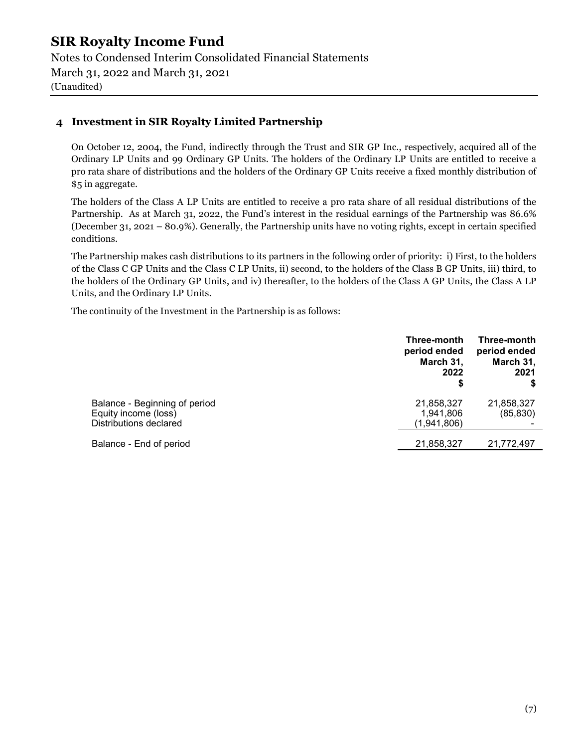# SIR Royalty Income Fund

Notes to Condensed Interim Consolidated Financial Statements
March 31, 2022 and March 31, 2021
(Unaudited)

## 4 Investment in SIR Royalty Limited Partnership

On October 12, 2004, the Fund, indirectly through the Trust and SIR GP Inc., respectively, acquired all of the Ordinary LP Units and 99 Ordinary GP Units. The holders of the Ordinary LP Units are entitled to receive a pro rata share of distributions and the holders of the Ordinary GP Units receive a fixed monthly distribution of $5 in aggregate.

The holders of the Class A LP Units are entitled to receive a pro rata share of all residual distributions of the Partnership. As at March 31, 2022, the Fund's interest in the residual earnings of the Partnership was 86.6% (December 31, 2021 – 80.9%). Generally, the Partnership units have no voting rights, except in certain specified conditions.

The Partnership makes cash distributions to its partners in the following order of priority: i) First, to the holders of the Class C GP Units and the Class C LP Units, ii) second, to the holders of the Class B GP Units, iii) third, to the holders of the Ordinary GP Units, and iv) thereafter, to the holders of the Class A GP Units, the Class A LP Units, and the Ordinary LP Units.

The continuity of the Investment in the Partnership is as follows:

| | Three-month period ended March 31, 2022 $ | Three-month period ended March 31, 2021 $ |
|---|---|---|
| Balance - Beginning of period | 21,858,327 | 21,858,327 |
| Equity income (loss) | 1,941,806 | (85,830) |
| Distributions declared | (1,941,806) | - |
| Balance - End of period | 21,858,327 | 21,772,497 |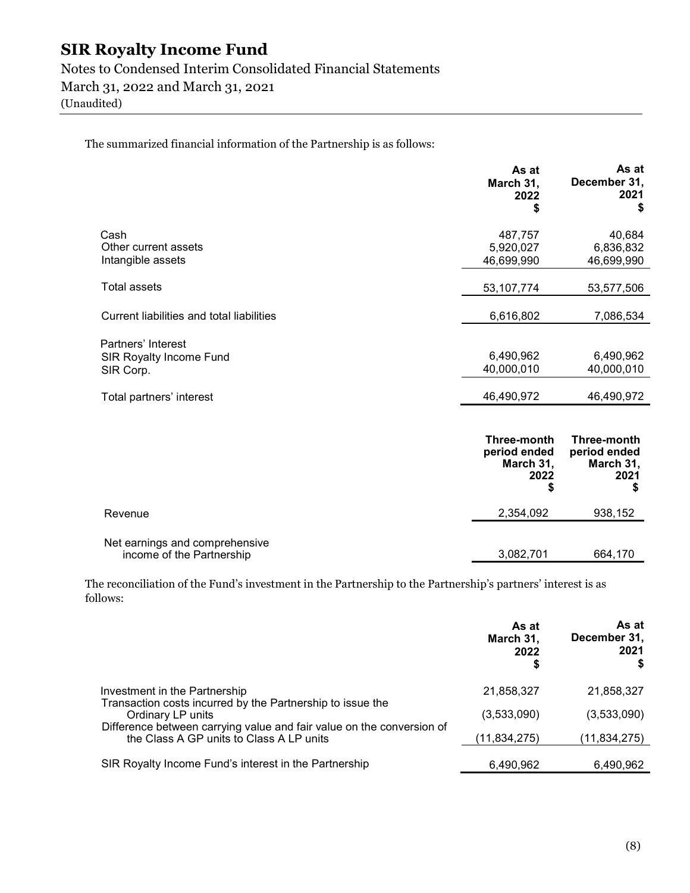# SIR Royalty Income Fund

Notes to Condensed Interim Consolidated Financial Statements
March 31, 2022 and March 31, 2021
(Unaudited)

The summarized financial information of the Partnership is as follows:

| | As at March 31, 2022 $ | As at December 31, 2021 $ |
|---|---|---|
| Cash | 487,757 | 40,684 |
| Other current assets | 5,920,027 | 6,836,832 |
| Intangible assets | 46,699,990 | 46,699,990 |
| Total assets | 53,107,774 | 53,577,506 |
| Current liabilities and total liabilities | 6,616,802 | 7,086,534 |
| Partners' Interest | | |
| SIR Royalty Income Fund | 6,490,962 | 6,490,962 |
| SIR Corp. | 40,000,010 | 40,000,010 |
| Total partners' interest | 46,490,972 | 46,490,972 |

| | Three-month period ended March 31, 2022 $ | Three-month period ended March 31, 2021 $ |
|---|---|---|
| Revenue | 2,354,092 | 938,152 |
| Net earnings and comprehensive income of the Partnership | 3,082,701 | 664,170 |

The reconciliation of the Fund's investment in the Partnership to the Partnership's partners' interest is as follows:

| | As at March 31, 2022 $ | As at December 31, 2021 $ |
|---|---|---|
| Investment in the Partnership | 21,858,327 | 21,858,327 |
| Transaction costs incurred by the Partnership to issue the Ordinary LP units | (3,533,090) | (3,533,090) |
| Difference between carrying value and fair value on the conversion of the Class A GP units to Class A LP units | (11,834,275) | (11,834,275) |
| SIR Royalty Income Fund's interest in the Partnership | 6,490,962 | 6,490,962 |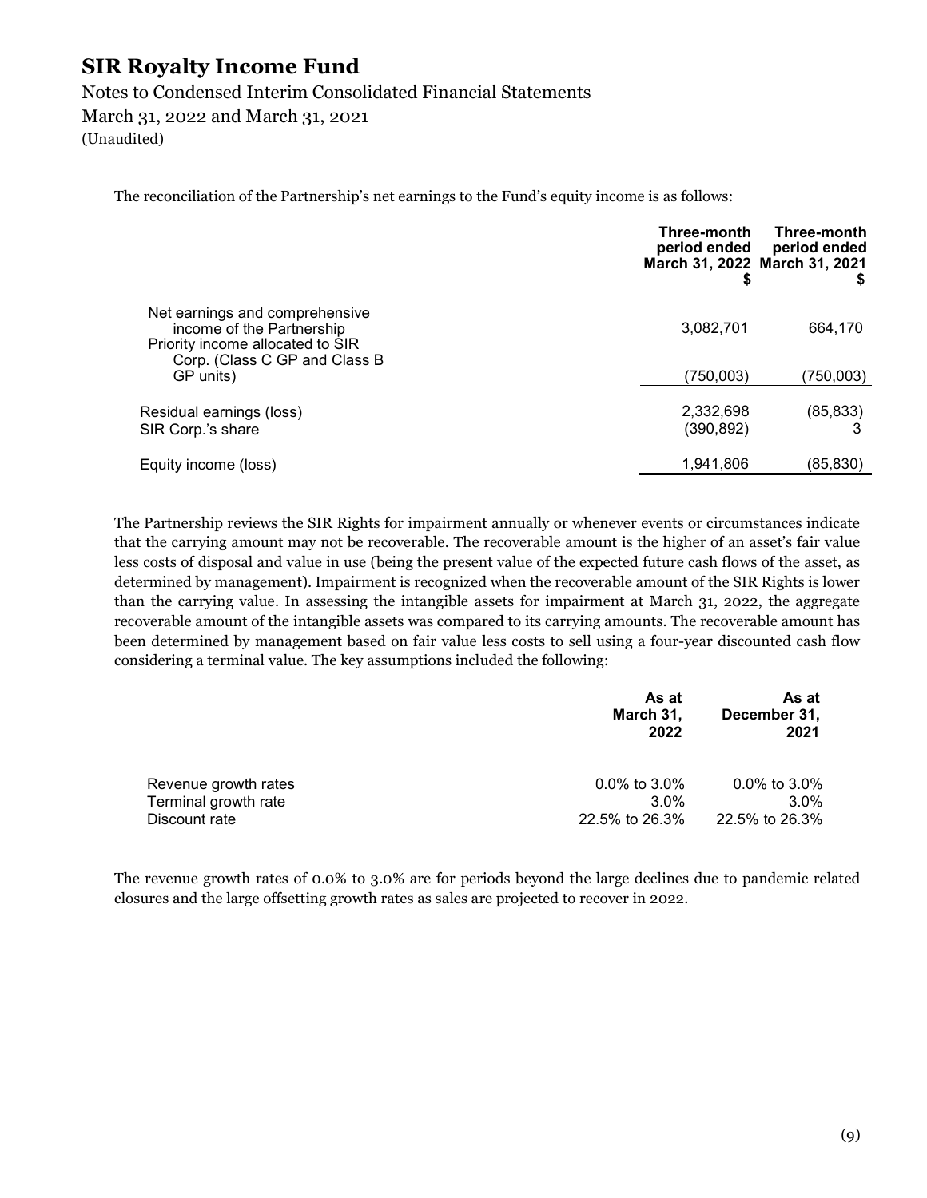The reconciliation of the Partnership's net earnings to the Fund's equity income is as follows:

| | Three-month period ended March 31, 2022 $ | Three-month period ended March 31, 2021 $ |
|---|---|---|
| Net earnings and comprehensive income of the Partnership | 3,082,701 | 664,170 |
| Priority income allocated to SIR Corp. (Class C GP and Class B GP units) | (750,003) | (750,003) |
| Residual earnings (loss) | 2,332,698 | (85,833) |
| SIR Corp.'s share | (390,892) | 3 |
| Equity income (loss) | 1,941,806 | (85,830) |

The Partnership reviews the SIR Rights for impairment annually or whenever events or circumstances indicate that the carrying amount may not be recoverable. The recoverable amount is the higher of an asset's fair value less costs of disposal and value in use (being the present value of the expected future cash flows of the asset, as determined by management). Impairment is recognized when the recoverable amount of the SIR Rights is lower than the carrying value. In assessing the intangible assets for impairment at March 31, 2022, the aggregate recoverable amount of the intangible assets was compared to its carrying amounts. The recoverable amount has been determined by management based on fair value less costs to sell using a four-year discounted cash flow considering a terminal value. The key assumptions included the following:

| | As at March 31, 2022 | As at December 31, 2021 |
|---|---|---|
| Revenue growth rates | 0.0% to 3.0% | 0.0% to 3.0% |
| Terminal growth rate | 3.0% | 3.0% |
| Discount rate | 22.5% to 26.3% | 22.5% to 26.3% |

The revenue growth rates of 0.0% to 3.0% are for periods beyond the large declines due to pandemic related closures and the large offsetting growth rates as sales are projected to recover in 2022.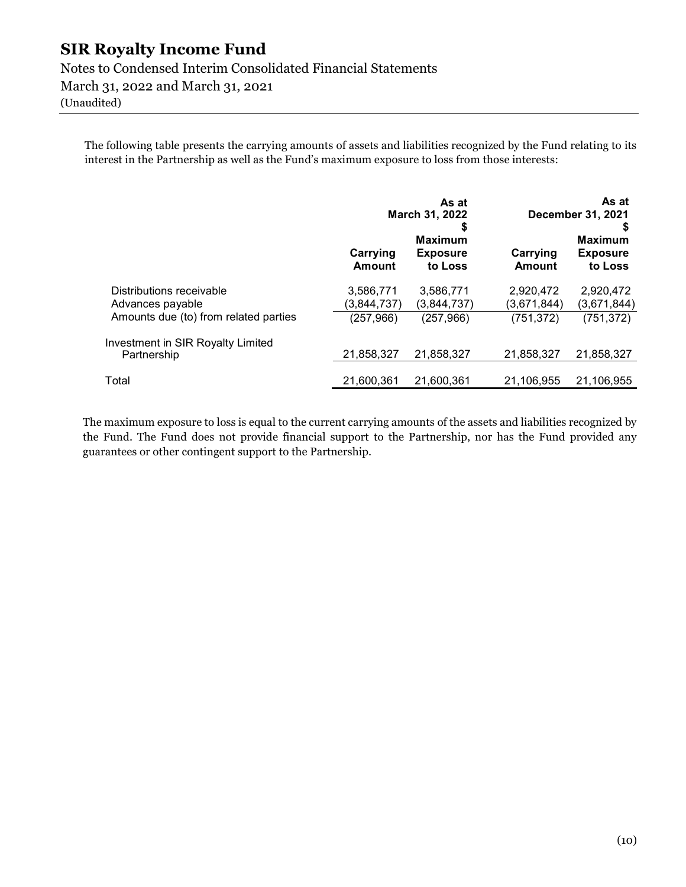The following table presents the carrying amounts of assets and liabilities recognized by the Fund relating to its interest in the Partnership as well as the Fund's maximum exposure to loss from those interests:

| | As at March 31, 2022 $ | | As at December 31, 2021 $ | |
|---|---|---|---|---|
| | Carrying Amount | Maximum Exposure to Loss | Carrying Amount | Maximum Exposure to Loss |
| Distributions receivable | 3,586,771 | 3,586,771 | 2,920,472 | 2,920,472 |
| Advances payable | (3,844,737) | (3,844,737) | (3,671,844) | (3,671,844) |
| Amounts due (to) from related parties | (257,966) | (257,966) | (751,372) | (751,372) |
| Investment in SIR Royalty Limited Partnership | 21,858,327 | 21,858,327 | 21,858,327 | 21,858,327 |
| Total | 21,600,361 | 21,600,361 | 21,106,955 | 21,106,955 |

The maximum exposure to loss is equal to the current carrying amounts of the assets and liabilities recognized by the Fund. The Fund does not provide financial support to the Partnership, nor has the Fund provided any guarantees or other contingent support to the Partnership.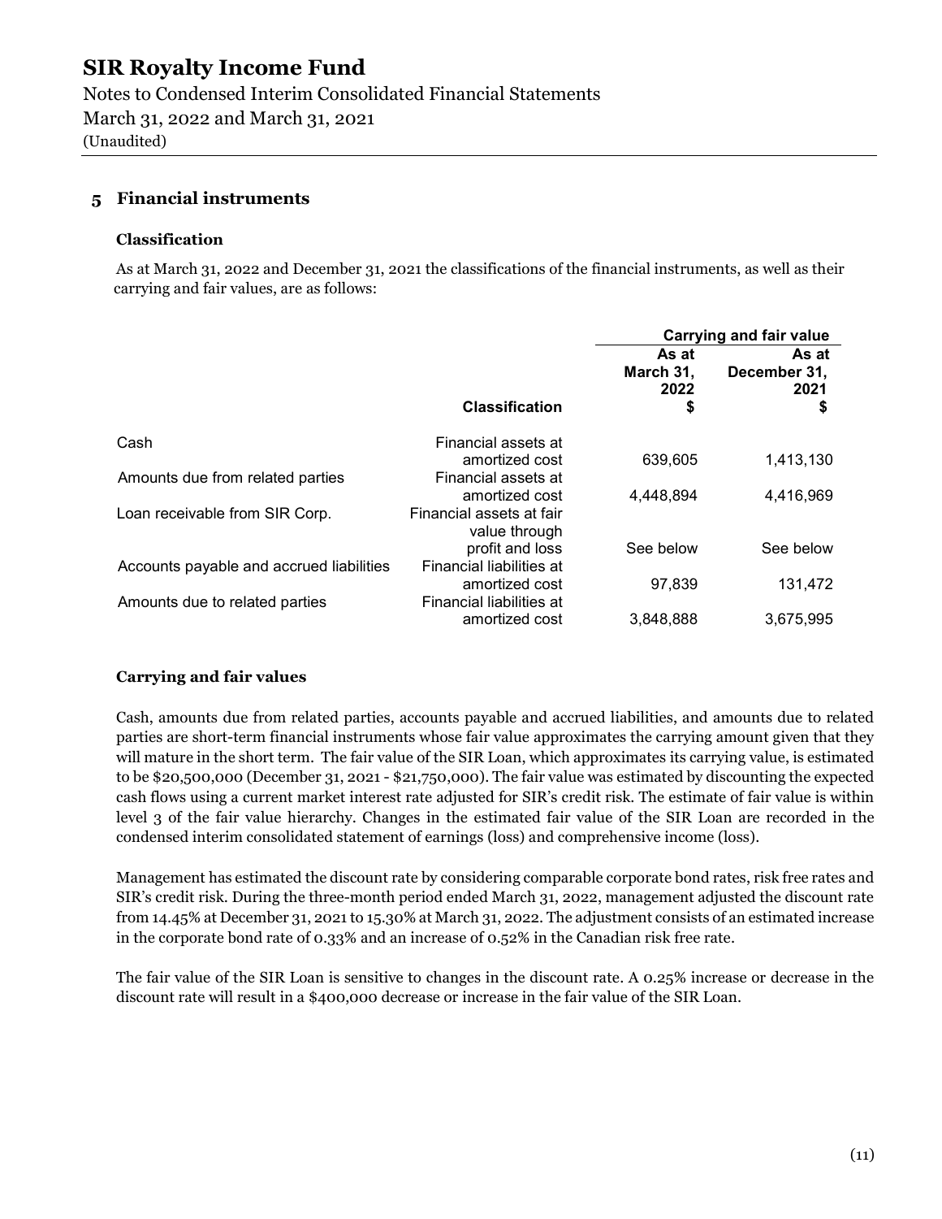# SIR Royalty Income Fund

Notes to Condensed Interim Consolidated Financial Statements
March 31, 2022 and March 31, 2021
(Unaudited)

## 5 Financial instruments

### Classification

As at March 31, 2022 and December 31, 2021 the classifications of the financial instruments, as well as their carrying and fair values, are as follows:

| | | Carrying and fair value | |
|---|---|---|---|
| | Classification | As at March 31, 2022 $ | As at December 31, 2021 $ |
| Cash | Financial assets at amortized cost | 639,605 | 1,413,130 |
| Amounts due from related parties | Financial assets at amortized cost | 4,448,894 | 4,416,969 |
| Loan receivable from SIR Corp. | Financial assets at fair value through profit and loss | See below | See below |
| Accounts payable and accrued liabilities | Financial liabilities at amortized cost | 97,839 | 131,472 |
| Amounts due to related parties | Financial liabilities at amortized cost | 3,848,888 | 3,675,995 |

### Carrying and fair values

Cash, amounts due from related parties, accounts payable and accrued liabilities, and amounts due to related parties are short-term financial instruments whose fair value approximates the carrying amount given that they will mature in the short term. The fair value of the SIR Loan, which approximates its carrying value, is estimated to be $20,500,000 (December 31, 2021 - $21,750,000). The fair value was estimated by discounting the expected cash flows using a current market interest rate adjusted for SIR's credit risk. The estimate of fair value is within level 3 of the fair value hierarchy. Changes in the estimated fair value of the SIR Loan are recorded in the condensed interim consolidated statement of earnings (loss) and comprehensive income (loss).

Management has estimated the discount rate by considering comparable corporate bond rates, risk free rates and SIR's credit risk. During the three-month period ended March 31, 2022, management adjusted the discount rate from 14.45% at December 31, 2021 to 15.30% at March 31, 2022. The adjustment consists of an estimated increase in the corporate bond rate of 0.33% and an increase of 0.52% in the Canadian risk free rate.

The fair value of the SIR Loan is sensitive to changes in the discount rate. A 0.25% increase or decrease in the discount rate will result in a $400,000 decrease or increase in the fair value of the SIR Loan.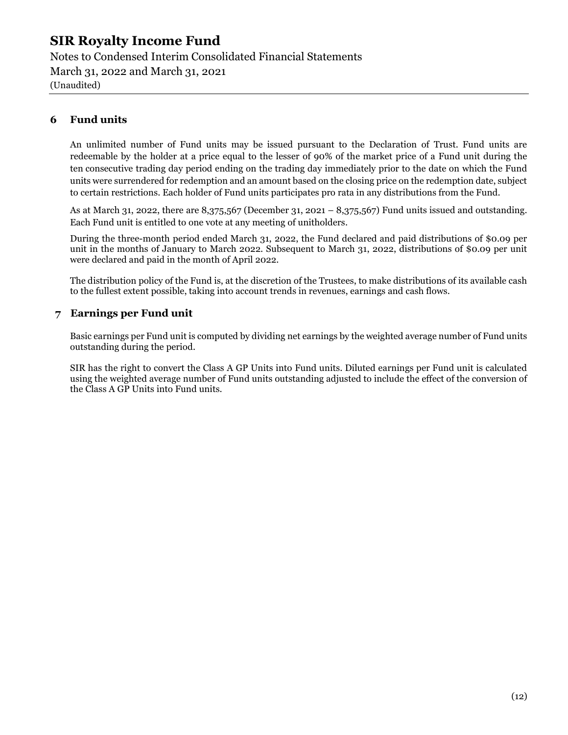## 6 Fund units

An unlimited number of Fund units may be issued pursuant to the Declaration of Trust. Fund units are redeemable by the holder at a price equal to the lesser of 90% of the market price of a Fund unit during the ten consecutive trading day period ending on the trading day immediately prior to the date on which the Fund units were surrendered for redemption and an amount based on the closing price on the redemption date, subject to certain restrictions. Each holder of Fund units participates pro rata in any distributions from the Fund.

As at March 31, 2022, there are 8,375,567 (December 31, 2021 – 8,375,567) Fund units issued and outstanding. Each Fund unit is entitled to one vote at any meeting of unitholders.

During the three-month period ended March 31, 2022, the Fund declared and paid distributions of $0.09 per unit in the months of January to March 2022. Subsequent to March 31, 2022, distributions of $0.09 per unit were declared and paid in the month of April 2022.

The distribution policy of the Fund is, at the discretion of the Trustees, to make distributions of its available cash to the fullest extent possible, taking into account trends in revenues, earnings and cash flows.

## 7 Earnings per Fund unit

Basic earnings per Fund unit is computed by dividing net earnings by the weighted average number of Fund units outstanding during the period.

SIR has the right to convert the Class A GP Units into Fund units. Diluted earnings per Fund unit is calculated using the weighted average number of Fund units outstanding adjusted to include the effect of the conversion of the Class A GP Units into Fund units.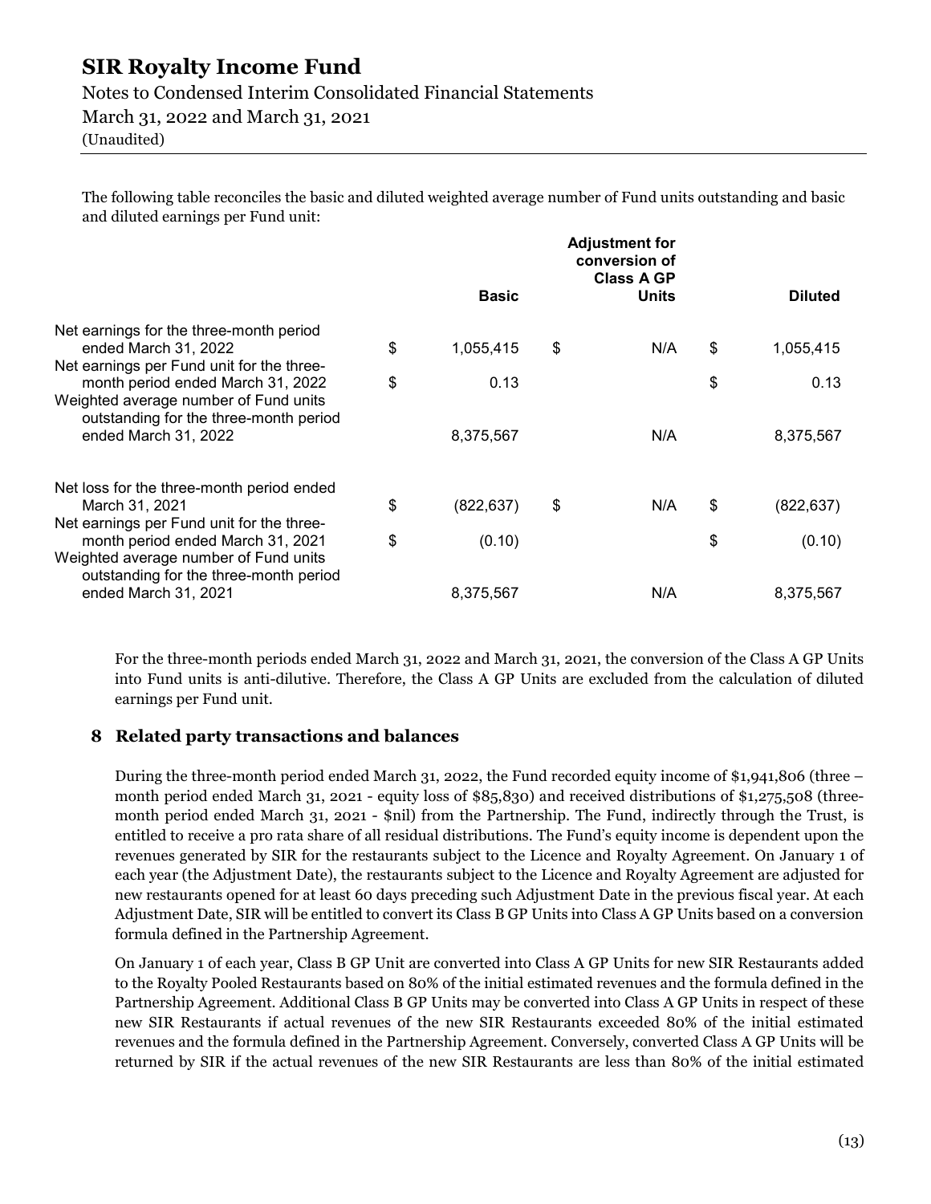The following table reconciles the basic and diluted weighted average number of Fund units outstanding and basic and diluted earnings per Fund unit:

| | Basic | Adjustment for conversion of Class A GP Units | Diluted |
|---|---|---|---|
| Net earnings for the three-month period ended March 31, 2022 | $ 1,055,415 | $ N/A | $ 1,055,415 |
| Net earnings per Fund unit for the three-month period ended March 31, 2022 | $ 0.13 | | $ 0.13 |
| Weighted average number of Fund units outstanding for the three-month period ended March 31, 2022 | 8,375,567 | N/A | 8,375,567 |
| Net loss for the three-month period ended March 31, 2021 | $ (822,637) | $ N/A | $ (822,637) |
| Net earnings per Fund unit for the three-month period ended March 31, 2021 | $ (0.10) | | $ (0.10) |
| Weighted average number of Fund units outstanding for the three-month period ended March 31, 2021 | 8,375,567 | N/A | 8,375,567 |

For the three-month periods ended March 31, 2022 and March 31, 2021, the conversion of the Class A GP Units into Fund units is anti-dilutive. Therefore, the Class A GP Units are excluded from the calculation of diluted earnings per Fund unit.

## 8 Related party transactions and balances

During the three-month period ended March 31, 2022, the Fund recorded equity income of $1,941,806 (three – month period ended March 31, 2021 - equity loss of $85,830) and received distributions of $1,275,508 (three-month period ended March 31, 2021 - $nil) from the Partnership. The Fund, indirectly through the Trust, is entitled to receive a pro rata share of all residual distributions. The Fund's equity income is dependent upon the revenues generated by SIR for the restaurants subject to the Licence and Royalty Agreement. On January 1 of each year (the Adjustment Date), the restaurants subject to the Licence and Royalty Agreement are adjusted for new restaurants opened for at least 60 days preceding such Adjustment Date in the previous fiscal year. At each Adjustment Date, SIR will be entitled to convert its Class B GP Units into Class A GP Units based on a conversion formula defined in the Partnership Agreement.

On January 1 of each year, Class B GP Unit are converted into Class A GP Units for new SIR Restaurants added to the Royalty Pooled Restaurants based on 80% of the initial estimated revenues and the formula defined in the Partnership Agreement. Additional Class B GP Units may be converted into Class A GP Units in respect of these new SIR Restaurants if actual revenues of the new SIR Restaurants exceeded 80% of the initial estimated revenues and the formula defined in the Partnership Agreement. Conversely, converted Class A GP Units will be returned by SIR if the actual revenues of the new SIR Restaurants are less than 80% of the initial estimated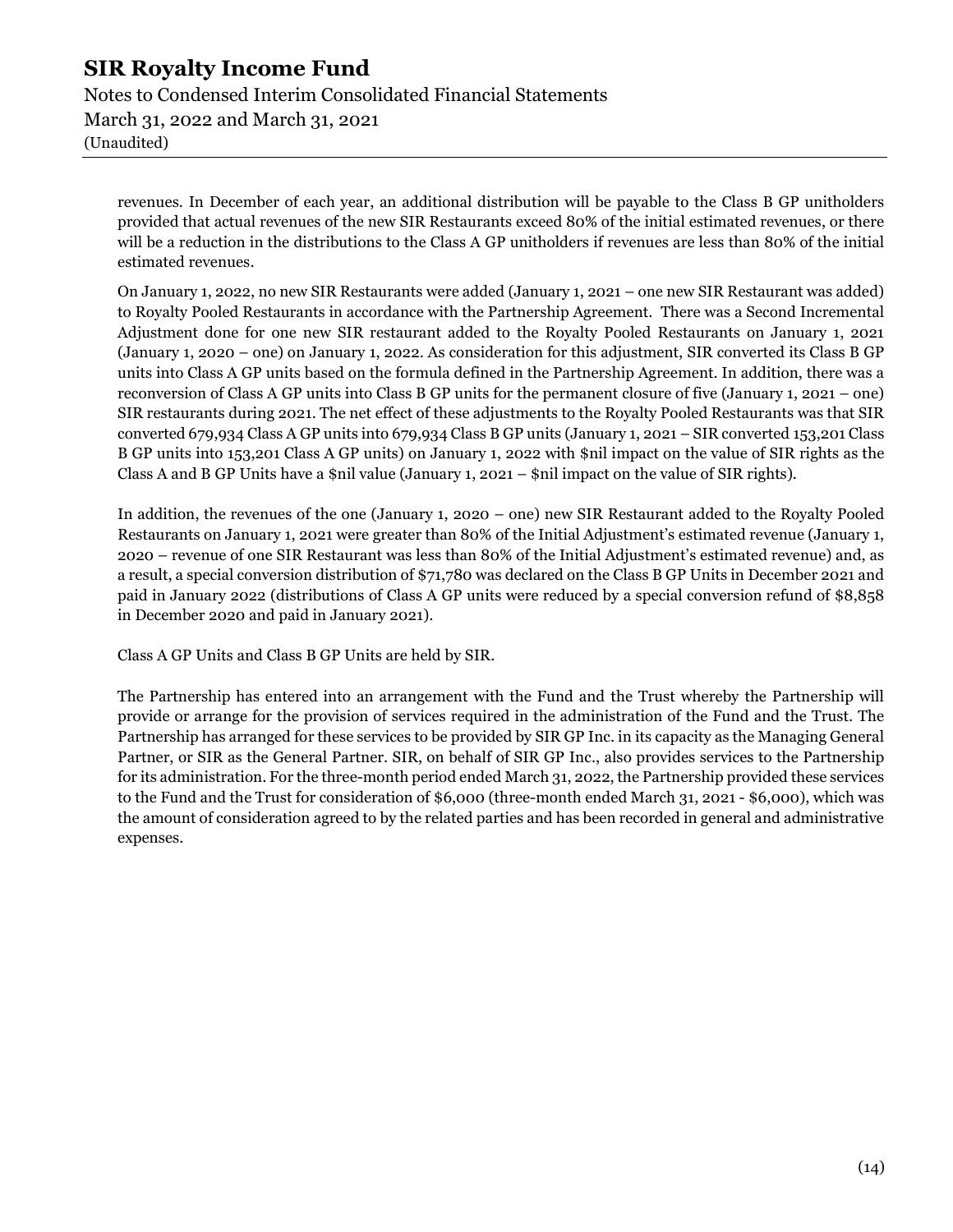revenues. In December of each year, an additional distribution will be payable to the Class B GP unitholders provided that actual revenues of the new SIR Restaurants exceed 80% of the initial estimated revenues, or there will be a reduction in the distributions to the Class A GP unitholders if revenues are less than 80% of the initial estimated revenues.

On January 1, 2022, no new SIR Restaurants were added (January 1, 2021 – one new SIR Restaurant was added) to Royalty Pooled Restaurants in accordance with the Partnership Agreement. There was a Second Incremental Adjustment done for one new SIR restaurant added to the Royalty Pooled Restaurants on January 1, 2021 (January 1, 2020 – one) on January 1, 2022. As consideration for this adjustment, SIR converted its Class B GP units into Class A GP units based on the formula defined in the Partnership Agreement. In addition, there was a reconversion of Class A GP units into Class B GP units for the permanent closure of five (January 1, 2021 – one) SIR restaurants during 2021. The net effect of these adjustments to the Royalty Pooled Restaurants was that SIR converted 679,934 Class A GP units into 679,934 Class B GP units (January 1, 2021 – SIR converted 153,201 Class B GP units into 153,201 Class A GP units) on January 1, 2022 with $nil impact on the value of SIR rights as the Class A and B GP Units have a $nil value (January 1, 2021 – $nil impact on the value of SIR rights).

In addition, the revenues of the one (January 1, 2020 – one) new SIR Restaurant added to the Royalty Pooled Restaurants on January 1, 2021 were greater than 80% of the Initial Adjustment's estimated revenue (January 1, 2020 – revenue of one SIR Restaurant was less than 80% of the Initial Adjustment's estimated revenue) and, as a result, a special conversion distribution of $71,780 was declared on the Class B GP Units in December 2021 and paid in January 2022 (distributions of Class A GP units were reduced by a special conversion refund of $8,858 in December 2020 and paid in January 2021).

Class A GP Units and Class B GP Units are held by SIR.

The Partnership has entered into an arrangement with the Fund and the Trust whereby the Partnership will provide or arrange for the provision of services required in the administration of the Fund and the Trust. The Partnership has arranged for these services to be provided by SIR GP Inc. in its capacity as the Managing General Partner, or SIR as the General Partner. SIR, on behalf of SIR GP Inc., also provides services to the Partnership for its administration. For the three-month period ended March 31, 2022, the Partnership provided these services to the Fund and the Trust for consideration of $6,000 (three-month ended March 31, 2021 - $6,000), which was the amount of consideration agreed to by the related parties and has been recorded in general and administrative expenses.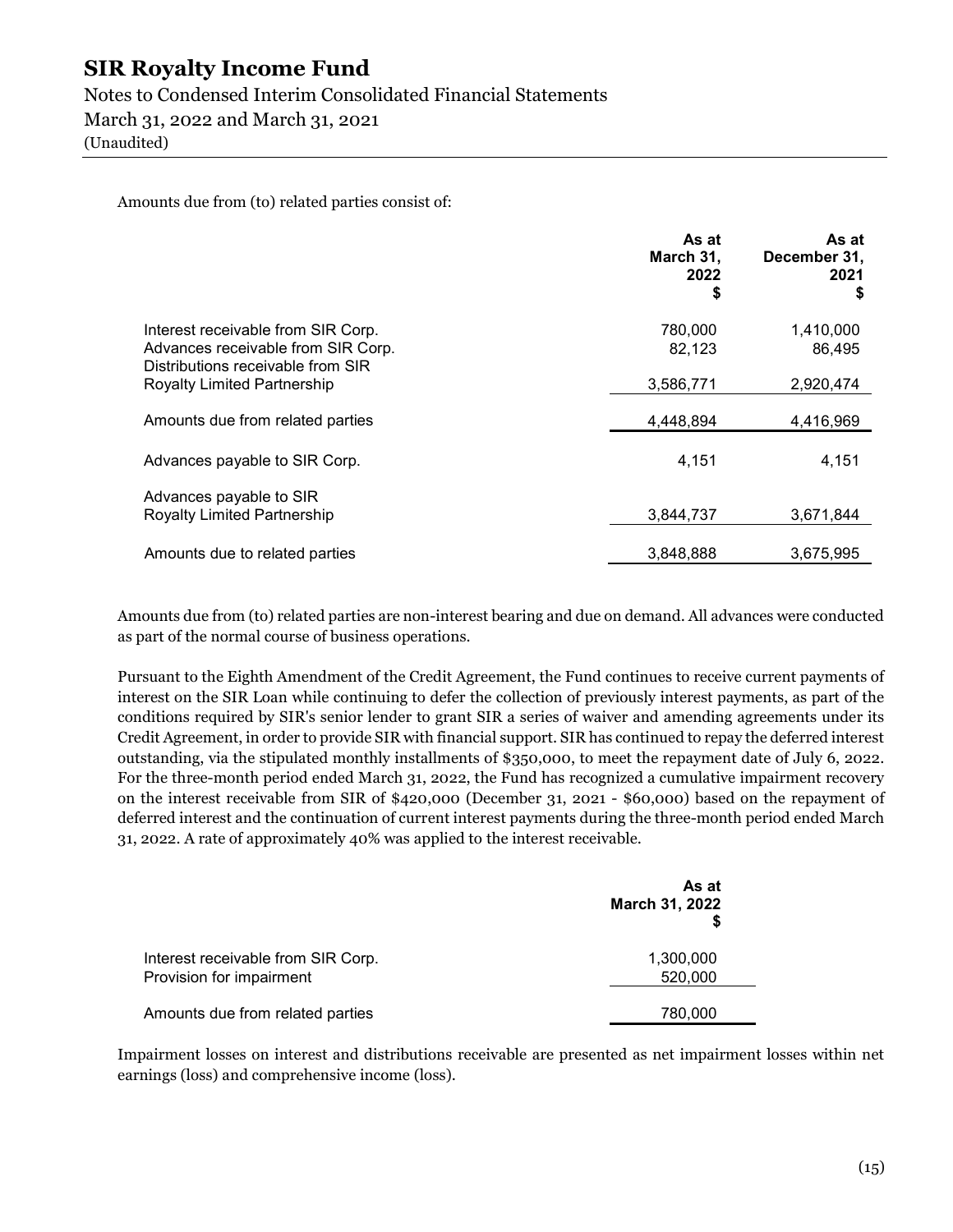Amounts due from (to) related parties consist of:

| | As at March 31, 2022 $ | As at December 31, 2021 $ |
|---|---|---|
| Interest receivable from SIR Corp. | 780,000 | 1,410,000 |
| Advances receivable from SIR Corp. | 82,123 | 86,495 |
| Distributions receivable from SIR Royalty Limited Partnership | 3,586,771 | 2,920,474 |
| Amounts due from related parties | 4,448,894 | 4,416,969 |
| Advances payable to SIR Corp. | 4,151 | 4,151 |
| Advances payable to SIR Royalty Limited Partnership | 3,844,737 | 3,671,844 |
| Amounts due to related parties | 3,848,888 | 3,675,995 |

Amounts due from (to) related parties are non-interest bearing and due on demand. All advances were conducted as part of the normal course of business operations.

Pursuant to the Eighth Amendment of the Credit Agreement, the Fund continues to receive current payments of interest on the SIR Loan while continuing to defer the collection of previously interest payments, as part of the conditions required by SIR's senior lender to grant SIR a series of waiver and amending agreements under its Credit Agreement, in order to provide SIR with financial support. SIR has continued to repay the deferred interest outstanding, via the stipulated monthly installments of $350,000, to meet the repayment date of July 6, 2022. For the three-month period ended March 31, 2022, the Fund has recognized a cumulative impairment recovery on the interest receivable from SIR of $420,000 (December 31, 2021 - $60,000) based on the repayment of deferred interest and the continuation of current interest payments during the three-month period ended March 31, 2022. A rate of approximately 40% was applied to the interest receivable.

| | As at March 31, 2022 $ |
|---|---|
| Interest receivable from SIR Corp. | 1,300,000 |
| Provision for impairment | 520,000 |
| Amounts due from related parties | 780,000 |

Impairment losses on interest and distributions receivable are presented as net impairment losses within net earnings (loss) and comprehensive income (loss).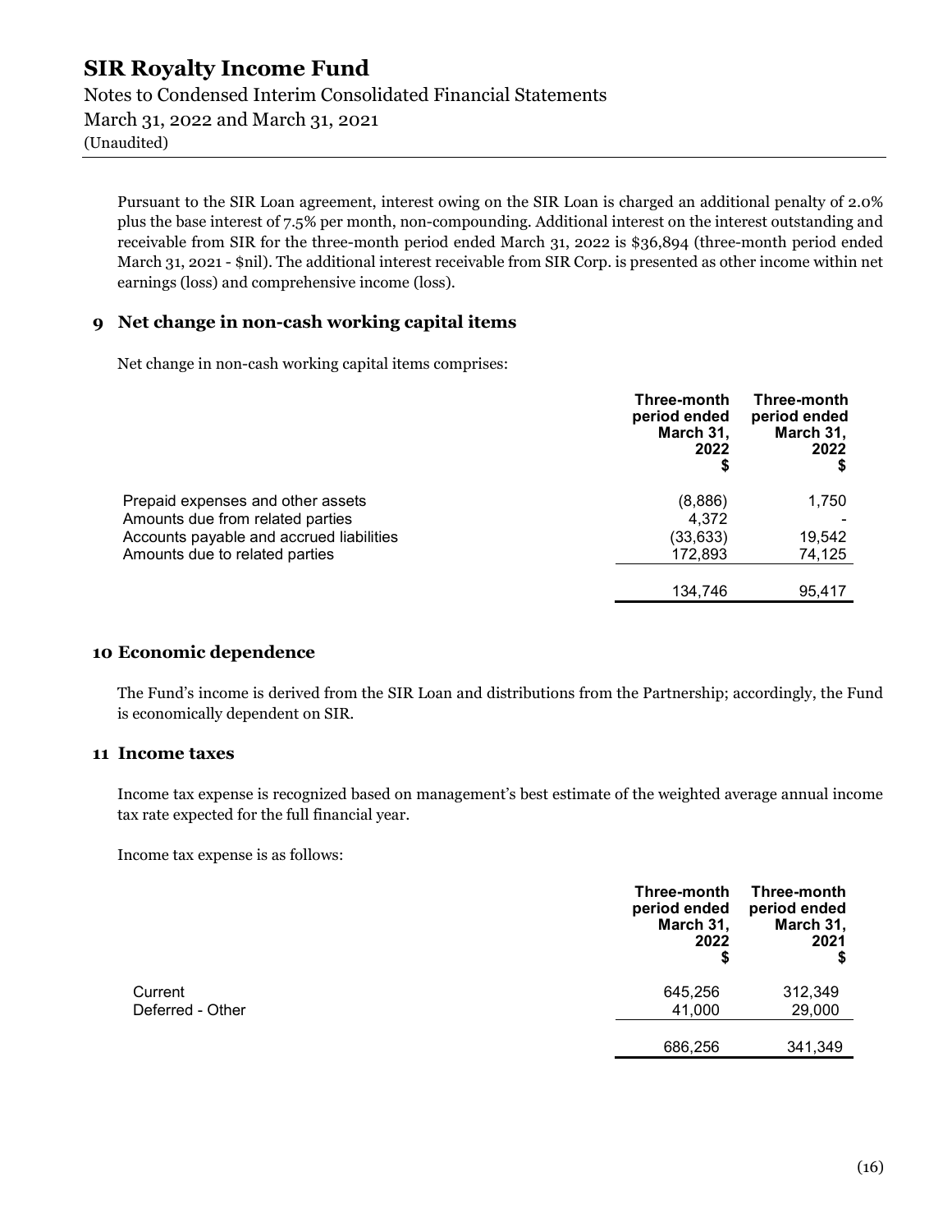Pursuant to the SIR Loan agreement, interest owing on the SIR Loan is charged an additional penalty of 2.0% plus the base interest of 7.5% per month, non-compounding. Additional interest on the interest outstanding and receivable from SIR for the three-month period ended March 31, 2022 is $36,894 (three-month period ended March 31, 2021 - $nil). The additional interest receivable from SIR Corp. is presented as other income within net earnings (loss) and comprehensive income (loss).

## 9 Net change in non-cash working capital items

Net change in non-cash working capital items comprises:

| | Three-month period ended March 31, 2022 $ | Three-month period ended March 31, 2022 $ |
|---|---|---|
| Prepaid expenses and other assets | (8,886) | 1,750 |
| Amounts due from related parties | 4,372 | - |
| Accounts payable and accrued liabilities | (33,633) | 19,542 |
| Amounts due to related parties | 172,893 | 74,125 |
| | 134,746 | 95,417 |

## 10 Economic dependence

The Fund's income is derived from the SIR Loan and distributions from the Partnership; accordingly, the Fund is economically dependent on SIR.

## 11 Income taxes

Income tax expense is recognized based on management's best estimate of the weighted average annual income tax rate expected for the full financial year.

Income tax expense is as follows:

| | Three-month period ended March 31, 2022 $ | Three-month period ended March 31, 2021 $ |
|---|---|---|
| Current | 645,256 | 312,349 |
| Deferred - Other | 41,000 | 29,000 |
| | 686,256 | 341,349 |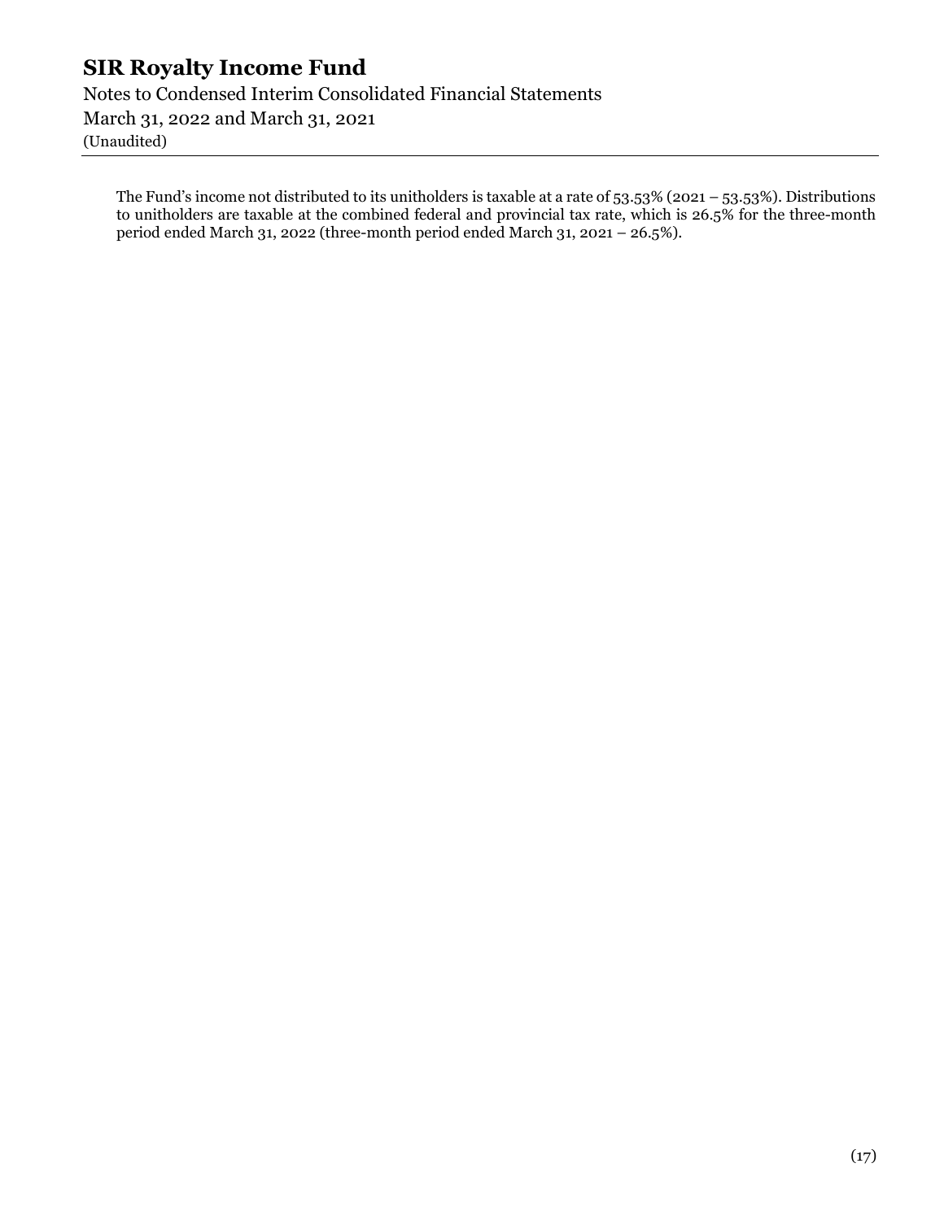The Fund's income not distributed to its unitholders is taxable at a rate of 53.53% (2021 – 53.53%). Distributions to unitholders are taxable at the combined federal and provincial tax rate, which is 26.5% for the three-month period ended March 31, 2022 (three-month period ended March 31, 2021 – 26.5%).